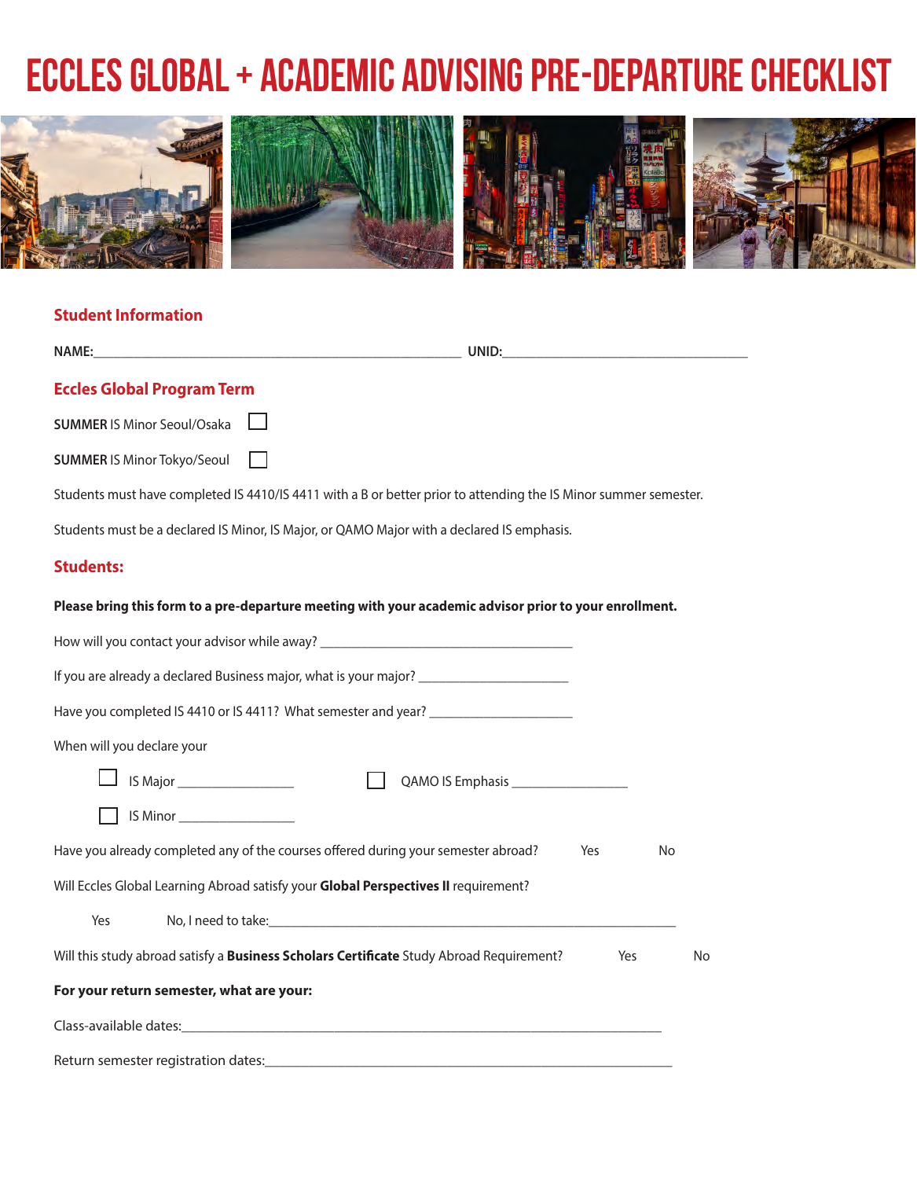# ECCLES GLOBAL + ACADEMIC ADVISING PRE-DEPARTURE CHECKLIST

## Student Information

**NAME:**\_\_\_\_\_\_\_\_\_\_\_\_\_\_\_\_\_\_\_\_\_\_\_\_\_\_\_\_\_\_\_\_\_\_\_\_\_\_\_\_\_\_\_\_\_\_ **UNID:**\_\_\_\_\_\_\_\_\_\_\_\_\_\_\_\_\_\_\_\_\_\_\_\_\_\_\_\_\_\_\_\_\_\_

## Eccles Global Program Term

**SUMMER** IS Minor Seoul/Osaka ☐

**SUMMER** IS Minor Tokyo/Seoul ☐

Students must have completed IS 4410/IS 4411 with a B or better prior to attending the IS Minor summer semester.

Students must be a declared IS Minor, IS Major, or QAMO Major with a declared IS emphasis.

## Students:

**Please bring this form to a pre-departure meeting with your academic advisor prior to your enrollment.**

How will you contact your advisor while away? \_\_\_\_\_\_\_\_\_\_\_\_\_\_\_\_\_\_\_\_\_\_\_\_\_\_\_\_\_\_\_\_\_\_

If you are already a declared Business major, what is your major? \_\_\_\_\_\_\_\_\_\_\_\_\_\_\_\_\_\_\_\_

Have you completed IS 4410 or IS 4411? What semester and year? \_\_\_\_\_\_\_\_\_\_\_\_\_\_\_\_\_\_\_\_

When will you declare your

☐ IS Major \_\_\_\_\_\_\_\_\_\_\_\_\_\_\_\_ ☐ QAMO IS Emphasis \_\_\_\_\_\_\_\_\_\_\_\_\_\_\_\_

☐ IS Minor \_\_\_\_\_\_\_\_\_\_\_\_\_\_\_\_

Have you already completed any of the courses offered during your semester abroad? Yes No

Will Eccles Global Learning Abroad satisfy your **Global Perspectives II** requirement?

Yes No, I need to take:\_\_\_\_\_\_\_\_\_\_\_\_\_\_\_\_\_\_\_\_\_\_\_\_\_\_\_\_\_\_\_\_\_\_\_\_\_\_\_\_\_\_\_\_\_\_\_\_\_\_\_\_\_\_\_\_\_\_

Will this study abroad satisfy a **Business Scholars Certificate** Study Abroad Requirement? Yes No

**For your return semester, what are your:**

Class-available dates:\_\_\_\_\_\_\_\_\_\_\_\_\_\_\_\_\_\_\_\_\_\_\_\_\_\_\_\_\_\_\_\_\_\_\_\_\_\_\_\_\_\_\_\_\_\_\_\_\_\_\_\_\_\_\_\_\_\_\_\_\_\_\_

Return semester registration dates:\_\_\_\_\_\_\_\_\_\_\_\_\_\_\_\_\_\_\_\_\_\_\_\_\_\_\_\_\_\_\_\_\_\_\_\_\_\_\_\_\_\_\_\_\_\_\_\_\_\_\_\_\_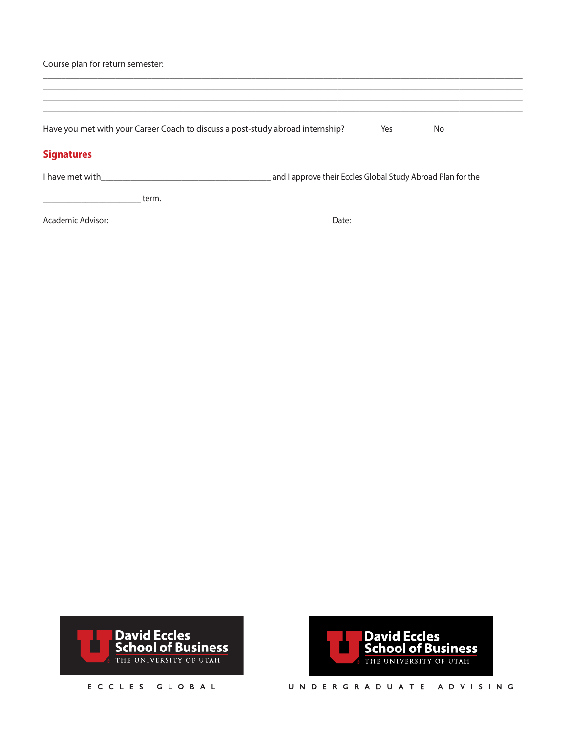Course plan for return semester:

______________________________________________________________________________________________
______________________________________________________________________________________________
______________________________________________________________________________________________
______________________________________________________________________________________________

Have you met with your Career Coach to discuss a post-study abroad internship? Yes No

## Signatures

I have met with_______________________________________ and I approve their Eccles Global Study Abroad Plan for the

______________________ term.

Academic Advisor: ___________________________________________________ Date: ___________________________________

David Eccles School of Business
THE UNIVERSITY OF UTAH

ECCLES GLOBAL

David Eccles School of Business
THE UNIVERSITY OF UTAH

UNDERGRADUATE ADVISING